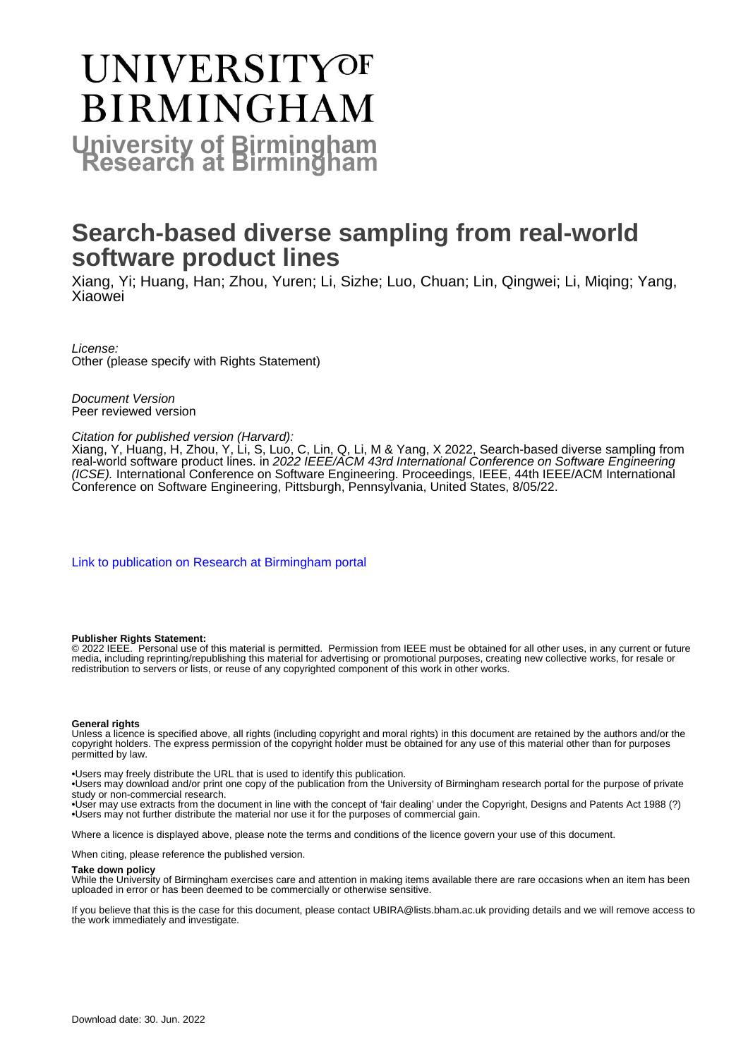# UNIVERSITY OF BIRMINGHAM

**University of Birmingham Research at Birmingham**

# Search-based diverse sampling from real-world software product lines

Xiang, Yi; Huang, Han; Zhou, Yuren; Li, Sizhe; Luo, Chuan; Lin, Qingwei; Li, Miqing; Yang, Xiaowei

*License:*
Other (please specify with Rights Statement)

*Document Version*
Peer reviewed version

*Citation for published version (Harvard):*
Xiang, Y, Huang, H, Zhou, Y, Li, S, Luo, C, Lin, Q, Li, M & Yang, X 2022, Search-based diverse sampling from real-world software product lines. in *2022 IEEE/ACM 43rd International Conference on Software Engineering (ICSE).* International Conference on Software Engineering. Proceedings, IEEE, 44th IEEE/ACM International Conference on Software Engineering, Pittsburgh, Pennsylvania, United States, 8/05/22.

[Link to publication on Research at Birmingham portal]

**Publisher Rights Statement:**
© 2022 IEEE. Personal use of this material is permitted. Permission from IEEE must be obtained for all other uses, in any current or future media, including reprinting/republishing this material for advertising or promotional purposes, creating new collective works, for resale or redistribution to servers or lists, or reuse of any copyrighted component of this work in other works.

**General rights**
Unless a licence is specified above, all rights (including copyright and moral rights) in this document are retained by the authors and/or the copyright holders. The express permission of the copyright holder must be obtained for any use of this material other than for purposes permitted by law.

•Users may freely distribute the URL that is used to identify this publication.
•Users may download and/or print one copy of the publication from the University of Birmingham research portal for the purpose of private study or non-commercial research.
•User may use extracts from the document in line with the concept of 'fair dealing' under the Copyright, Designs and Patents Act 1988 (?)
•Users may not further distribute the material nor use it for the purposes of commercial gain.

Where a licence is displayed above, please note the terms and conditions of the licence govern your use of this document.

When citing, please reference the published version.

**Take down policy**
While the University of Birmingham exercises care and attention in making items available there are rare occasions when an item has been uploaded in error or has been deemed to be commercially or otherwise sensitive.

If you believe that this is the case for this document, please contact UBIRA@lists.bham.ac.uk providing details and we will remove access to the work immediately and investigate.

Download date: 30. Jun. 2022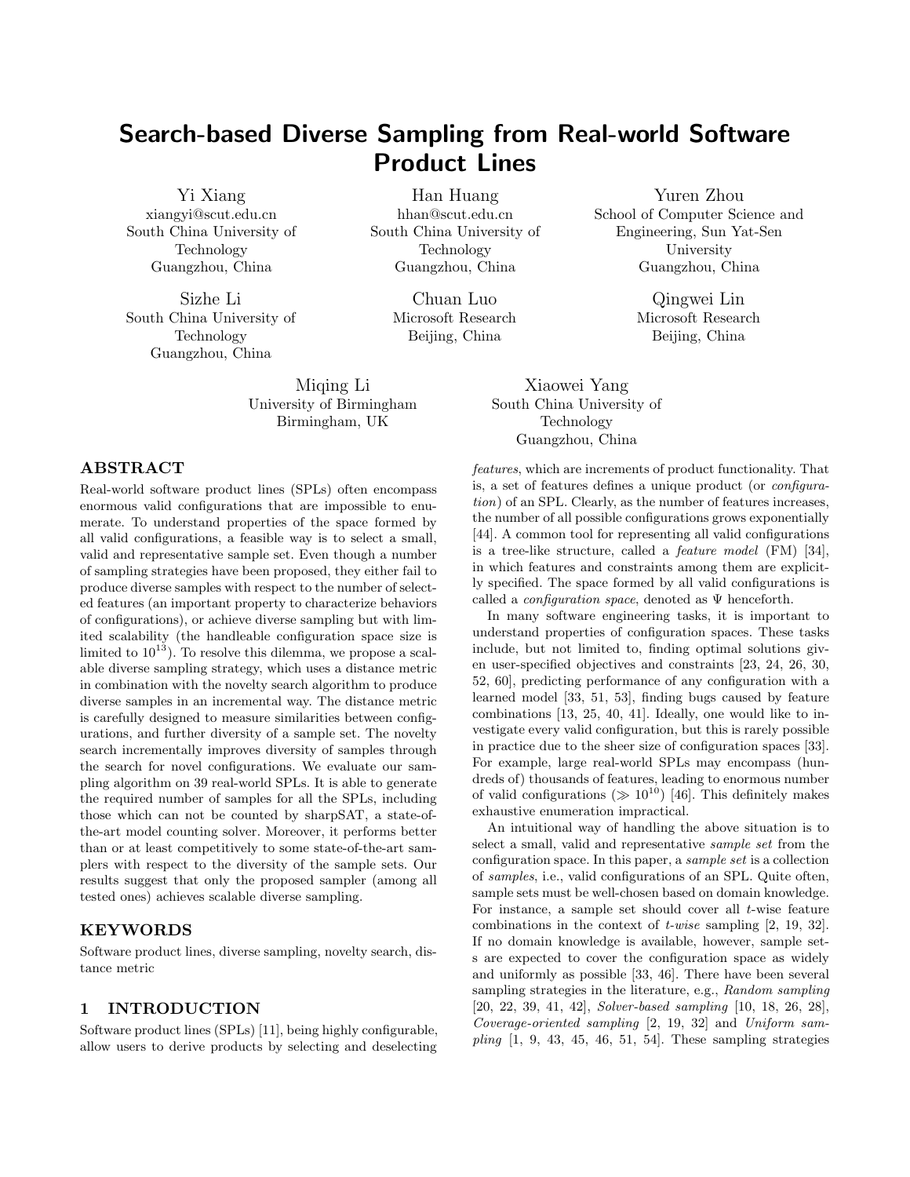# Search-based Diverse Sampling from Real-world Software Product Lines

Yi Xiang
xiangyi@scut.edu.cn
South China University of Technology
Guangzhou, China

Han Huang
hhan@scut.edu.cn
South China University of Technology
Guangzhou, China

Yuren Zhou
School of Computer Science and Engineering, Sun Yat-Sen University
Guangzhou, China

Sizhe Li
South China University of Technology
Guangzhou, China

Chuan Luo
Microsoft Research
Beijing, China

Qingwei Lin
Microsoft Research
Beijing, China

Miqing Li
University of Birmingham
Birmingham, UK

Xiaowei Yang
South China University of Technology
Guangzhou, China

## ABSTRACT

Real-world software product lines (SPLs) often encompass enormous valid configurations that are impossible to enumerate. To understand properties of the space formed by all valid configurations, a feasible way is to select a small, valid and representative sample set. Even though a number of sampling strategies have been proposed, they either fail to produce diverse samples with respect to the number of selected features (an important property to characterize behaviors of configurations), or achieve diverse sampling but with limited scalability (the handleable configuration space size is limited to $10^{13}$). To resolve this dilemma, we propose a scalable diverse sampling strategy, which uses a distance metric in combination with the novelty search algorithm to produce diverse samples in an incremental way. The distance metric is carefully designed to measure similarities between configurations, and further diversity of a sample set. The novelty search incrementally improves diversity of samples through the search for novel configurations. We evaluate our sampling algorithm on 39 real-world SPLs. It is able to generate the required number of samples for all the SPLs, including those which can not be counted by sharpSAT, a state-of-the-art model counting solver. Moreover, it performs better than or at least competitively to some state-of-the-art samplers with respect to the diversity of the sample sets. Our results suggest that only the proposed sampler (among all tested ones) achieves scalable diverse sampling.

## KEYWORDS

Software product lines, diverse sampling, novelty search, distance metric

## 1 INTRODUCTION

Software product lines (SPLs) [11], being highly configurable, allow users to derive products by selecting and deselecting *features*, which are increments of product functionality. That is, a set of features defines a unique product (or *configuration*) of an SPL. Clearly, as the number of features increases, the number of all possible configurations grows exponentially [44]. A common tool for representing all valid configurations is a tree-like structure, called a *feature model* (FM) [34], in which features and constraints among them are explicitly specified. The space formed by all valid configurations is called a *configuration space*, denoted as $\Psi$ henceforth.

In many software engineering tasks, it is important to understand properties of configuration spaces. These tasks include, but not limited to, finding optimal solutions given user-specified objectives and constraints [23, 24, 26, 30, 52, 60], predicting performance of any configuration with a learned model [33, 51, 53], finding bugs caused by feature combinations [13, 25, 40, 41]. Ideally, one would like to investigate every valid configuration, but this is rarely possible in practice due to the sheer size of configuration spaces [33]. For example, large real-world SPLs may encompass (hundreds of) thousands of features, leading to enormous number of valid configurations ($\gg 10^{10}$) [46]. This definitely makes exhaustive enumeration impractical.

An intuitional way of handling the above situation is to select a small, valid and representative *sample set* from the configuration space. In this paper, a *sample set* is a collection of *samples*, i.e., valid configurations of an SPL. Quite often, sample sets must be well-chosen based on domain knowledge. For instance, a sample set should cover all $t$-wise feature combinations in the context of *t-wise* sampling [2, 19, 32]. If no domain knowledge is available, however, sample sets are expected to cover the configuration space as widely and uniformly as possible [33, 46]. There have been several sampling strategies in the literature, e.g., *Random sampling* [20, 22, 39, 41, 42], *Solver-based sampling* [10, 18, 26, 28], *Coverage-oriented sampling* [2, 19, 32] and *Uniform sampling* [1, 9, 43, 45, 46, 51, 54]. These sampling strategies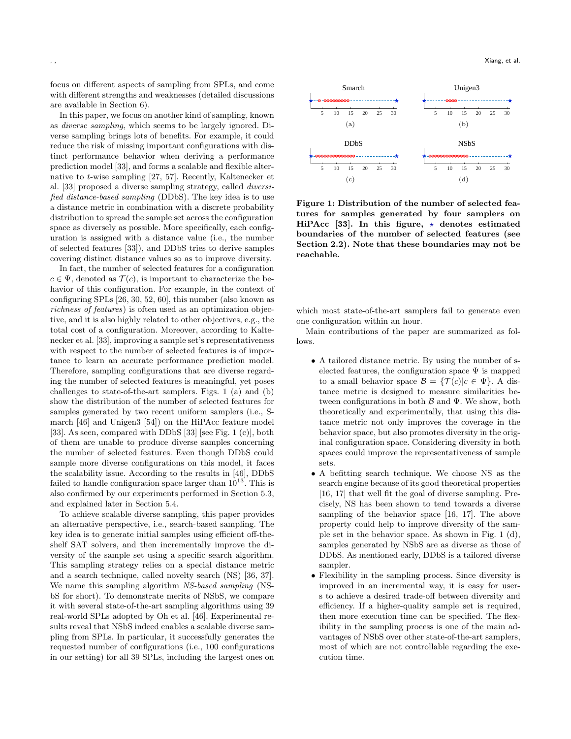focus on different aspects of sampling from SPLs, and come with different strengths and weaknesses (detailed discussions are available in Section 6).

In this paper, we focus on another kind of sampling, known as *diverse sampling*, which seems to be largely ignored. Diverse sampling brings lots of benefits. For example, it could reduce the risk of missing important configurations with distinct performance behavior when deriving a performance prediction model [33], and forms a scalable and flexible alternative to $t$-wise sampling [27, 57]. Recently, Kaltenecker et al. [33] proposed a diverse sampling strategy, called *diversified distance-based sampling* (DDbS). The key idea is to use a distance metric in combination with a discrete probability distribution to spread the sample set across the configuration space as diversely as possible. More specifically, each configuration is assigned with a distance value (i.e., the number of selected features [33]), and DDbS tries to derive samples covering distinct distance values so as to improve diversity.

In fact, the number of selected features for a configuration $c \in \Psi$, denoted as $\mathcal{T}(c)$, is important to characterize the behavior of this configuration. For example, in the context of configuring SPLs [26, 30, 52, 60], this number (also known as *richness of features*) is often used as an optimization objective, and it is also highly related to other objectives, e.g., the total cost of a configuration. Moreover, according to Kaltenecker et al. [33], improving a sample set's representativeness with respect to the number of selected features is of importance to learn an accurate performance prediction model. Therefore, sampling configurations that are diverse regarding the number of selected features is meaningful, yet poses challenges to state-of-the-art samplers. Figs. 1 (a) and (b) show the distribution of the number of selected features for samples generated by two recent uniform samplers (i.e., Smarch [46] and Unigen3 [54]) on the HiPAcc feature model [33]. As seen, compared with DDbS [33] [see Fig. 1 (c)], both of them are unable to produce diverse samples concerning the number of selected features. Even though DDbS could sample more diverse configurations on this model, it faces the scalability issue. According to the results in [46], DDbS failed to handle configuration space larger than $10^{13}$. This is also confirmed by our experiments performed in Section 5.3, and explained later in Section 5.4.

To achieve scalable diverse sampling, this paper provides an alternative perspective, i.e., search-based sampling. The key idea is to generate initial samples using efficient off-the-shelf SAT solvers, and then incrementally improve the diversity of the sample set using a specific search algorithm. This sampling strategy relies on a special distance metric and a search technique, called novelty search (NS) [36, 37]. We name this sampling algorithm *NS-based sampling* (NSbS for short). To demonstrate merits of NSbS, we compare it with several state-of-the-art sampling algorithms using 39 real-world SPLs adopted by Oh et al. [46]. Experimental results reveal that NSbS indeed enables a scalable diverse sampling from SPLs. In particular, it successfully generates the requested number of configurations (i.e., 100 configurations in our setting) for all 39 SPLs, including the largest ones on which most state-of-the-art samplers fail to generate even one configuration within an hour.

**Figure 1: Distribution of the number of selected features for samples generated by four samplers on HiPAcc [33]. In this figure, ⋆ denotes estimated boundaries of the number of selected features (see Section 2.2). Note that these boundaries may not be reachable.**

Main contributions of the paper are summarized as follows.

- A tailored distance metric. By using the number of selected features, the configuration space $\Psi$ is mapped to a small behavior space $\mathcal{B} = \{\mathcal{T}(c) | c \in \Psi\}$. A distance metric is designed to measure similarities between configurations in both $\mathcal{B}$ and $\Psi$. We show, both theoretically and experimentally, that using this distance metric not only improves the coverage in the behavior space, but also promotes diversity in the original configuration space. Considering diversity in both spaces could improve the representativeness of sample sets.
- A befitting search technique. We choose NS as the search engine because of its good theoretical properties [16, 17] that well fit the goal of diverse sampling. Precisely, NS has been shown to tend towards a diverse sampling of the behavior space [16, 17]. The above property could help to improve diversity of the sample set in the behavior space. As shown in Fig. 1 (d), samples generated by NSbS are as diverse as those of DDbS. As mentioned early, DDbS is a tailored diverse sampler.
- Flexibility in the sampling process. Since diversity is improved in an incremental way, it is easy for users to achieve a desired trade-off between diversity and efficiency. If a higher-quality sample set is required, then more execution time can be specified. The flexibility in the sampling process is one of the main advantages of NSbS over other state-of-the-art samplers, most of which are not controllable regarding the execution time.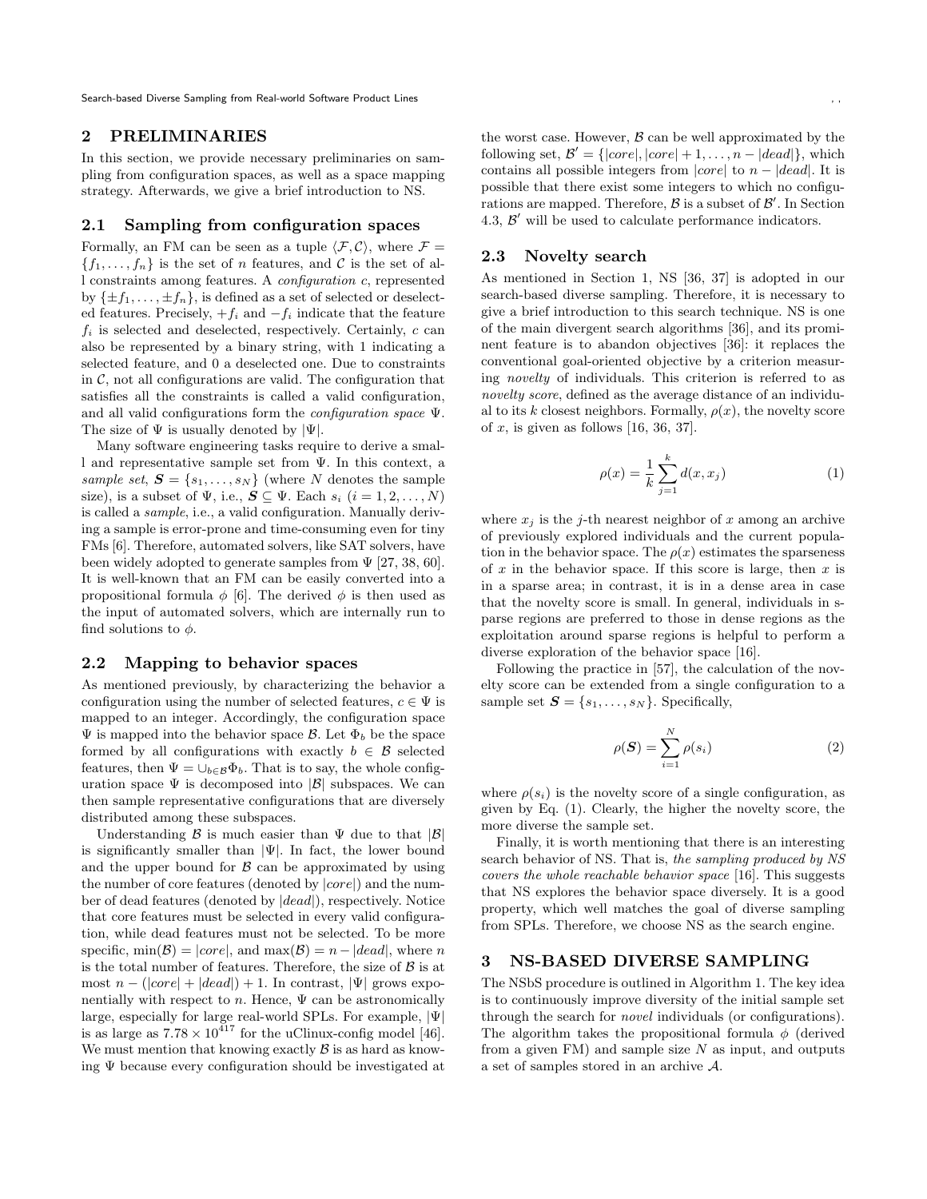## 2 PRELIMINARIES

In this section, we provide necessary preliminaries on sampling from configuration spaces, as well as a space mapping strategy. Afterwards, we give a brief introduction to NS.

### 2.1 Sampling from configuration spaces

Formally, an FM can be seen as a tuple $\langle \mathcal{F}, \mathcal{C} \rangle$, where $\mathcal{F} = \{f_1, \ldots, f_n\}$ is the set of $n$ features, and $\mathcal{C}$ is the set of all constraints among features. A *configuration* $c$, represented by $\{\pm f_1, \ldots, \pm f_n\}$, is defined as a set of selected or deselected features. Precisely, $+f_i$ and $-f_i$ indicate that the feature $f_i$ is selected and deselected, respectively. Certainly, $c$ can also be represented by a binary string, with 1 indicating a selected feature, and 0 a deselected one. Due to constraints in $\mathcal{C}$, not all configurations are valid. The configuration that satisfies all the constraints is called a valid configuration, and all valid configurations form the *configuration space* $\Psi$. The size of $\Psi$ is usually denoted by $|\Psi|$.

Many software engineering tasks require to derive a small and representative sample set from $\Psi$. In this context, a *sample set*, $\boldsymbol{S} = \{s_1, \ldots, s_N\}$ (where $N$ denotes the sample size), is a subset of $\Psi$, i.e., $\boldsymbol{S} \subseteq \Psi$. Each $s_i$ $(i = 1, 2, \ldots, N)$ is called a *sample*, i.e., a valid configuration. Manually deriving a sample is error-prone and time-consuming even for tiny FMs [6]. Therefore, automated solvers, like SAT solvers, have been widely adopted to generate samples from $\Psi$ [27, 38, 60]. It is well-known that an FM can be easily converted into a propositional formula $\phi$ [6]. The derived $\phi$ is then used as the input of automated solvers, which are internally run to find solutions to $\phi$.

### 2.2 Mapping to behavior spaces

As mentioned previously, by characterizing the behavior a configuration using the number of selected features, $c \in \Psi$ is mapped to an integer. Accordingly, the configuration space $\Psi$ is mapped into the behavior space $\mathcal{B}$. Let $\Phi_b$ be the space formed by all configurations with exactly $b \in \mathcal{B}$ selected features, then $\Psi = \cup_{b \in \mathcal{B}} \Phi_b$. That is to say, the whole configuration space $\Psi$ is decomposed into $|\mathcal{B}|$ subspaces. We can then sample representative configurations that are diversely distributed among these subspaces.

Understanding $\mathcal{B}$ is much easier than $\Psi$ due to that $|\mathcal{B}|$ is significantly smaller than $|\Psi|$. In fact, the lower bound and the upper bound for $\mathcal{B}$ can be approximated by using the number of core features (denoted by $|core|$) and the number of dead features (denoted by $|dead|$), respectively. Notice that core features must be selected in every valid configuration, while dead features must not be selected. To be more specific, $\min(\mathcal{B}) = |core|$, and $\max(\mathcal{B}) = n - |dead|$, where $n$ is the total number of features. Therefore, the size of $\mathcal{B}$ is at most $n - (|core| + |dead|) + 1$. In contrast, $|\Psi|$ grows exponentially with respect to $n$. Hence, $\Psi$ can be astronomically large, especially for large real-world SPLs. For example, $|\Psi|$ is as large as $7.78 \times 10^{417}$ for the uClinux-config model [46]. We must mention that knowing exactly $\mathcal{B}$ is as hard as knowing $\Psi$ because every configuration should be investigated at the worst case. However, $\mathcal{B}$ can be well approximated by the following set, $\mathcal{B}' = \{|core|, |core|+1, \ldots, n - |dead|\}$, which contains all possible integers from $|core|$ to $n - |dead|$. It is possible that there exist some integers to which no configurations are mapped. Therefore, $\mathcal{B}$ is a subset of $\mathcal{B}'$. In Section 4.3, $\mathcal{B}'$ will be used to calculate performance indicators.

### 2.3 Novelty search

As mentioned in Section 1, NS [36, 37] is adopted in our search-based diverse sampling. Therefore, it is necessary to give a brief introduction to this search technique. NS is one of the main divergent search algorithms [36], and its prominent feature is to abandon objectives [36]: it replaces the conventional goal-oriented objective by a criterion measuring *novelty* of individuals. This criterion is referred to as *novelty score*, defined as the average distance of an individual to its $k$ closest neighbors. Formally, $\rho(x)$, the novelty score of $x$, is given as follows [16, 36, 37].

$$\rho(x) = \frac{1}{k} \sum_{j=1}^{k} d(x, x_j) \tag{1}$$

where $x_j$ is the $j$-th nearest neighbor of $x$ among an archive of previously explored individuals and the current population in the behavior space. The $\rho(x)$ estimates the sparseness of $x$ in the behavior space. If this score is large, then $x$ is in a sparse area; in contrast, it is in a dense area in case that the novelty score is small. In general, individuals in sparse regions are preferred to those in dense regions as the exploitation around sparse regions is helpful to perform a diverse exploration of the behavior space [16].

Following the practice in [57], the calculation of the novelty score can be extended from a single configuration to a sample set $\boldsymbol{S} = \{s_1, \ldots, s_N\}$. Specifically,

$$\rho(\boldsymbol{S}) = \sum_{i=1}^{N} \rho(s_i) \tag{2}$$

where $\rho(s_i)$ is the novelty score of a single configuration, as given by Eq. (1). Clearly, the higher the novelty score, the more diverse the sample set.

Finally, it is worth mentioning that there is an interesting search behavior of NS. That is, *the sampling produced by NS covers the whole reachable behavior space* [16]. This suggests that NS explores the behavior space diversely. It is a good property, which well matches the goal of diverse sampling from SPLs. Therefore, we choose NS as the search engine.

## 3 NS-BASED DIVERSE SAMPLING

The NSbS procedure is outlined in Algorithm 1. The key idea is to continuously improve diversity of the initial sample set through the search for *novel* individuals (or configurations). The algorithm takes the propositional formula $\phi$ (derived from a given FM) and sample size $N$ as input, and outputs a set of samples stored in an archive $\mathcal{A}$.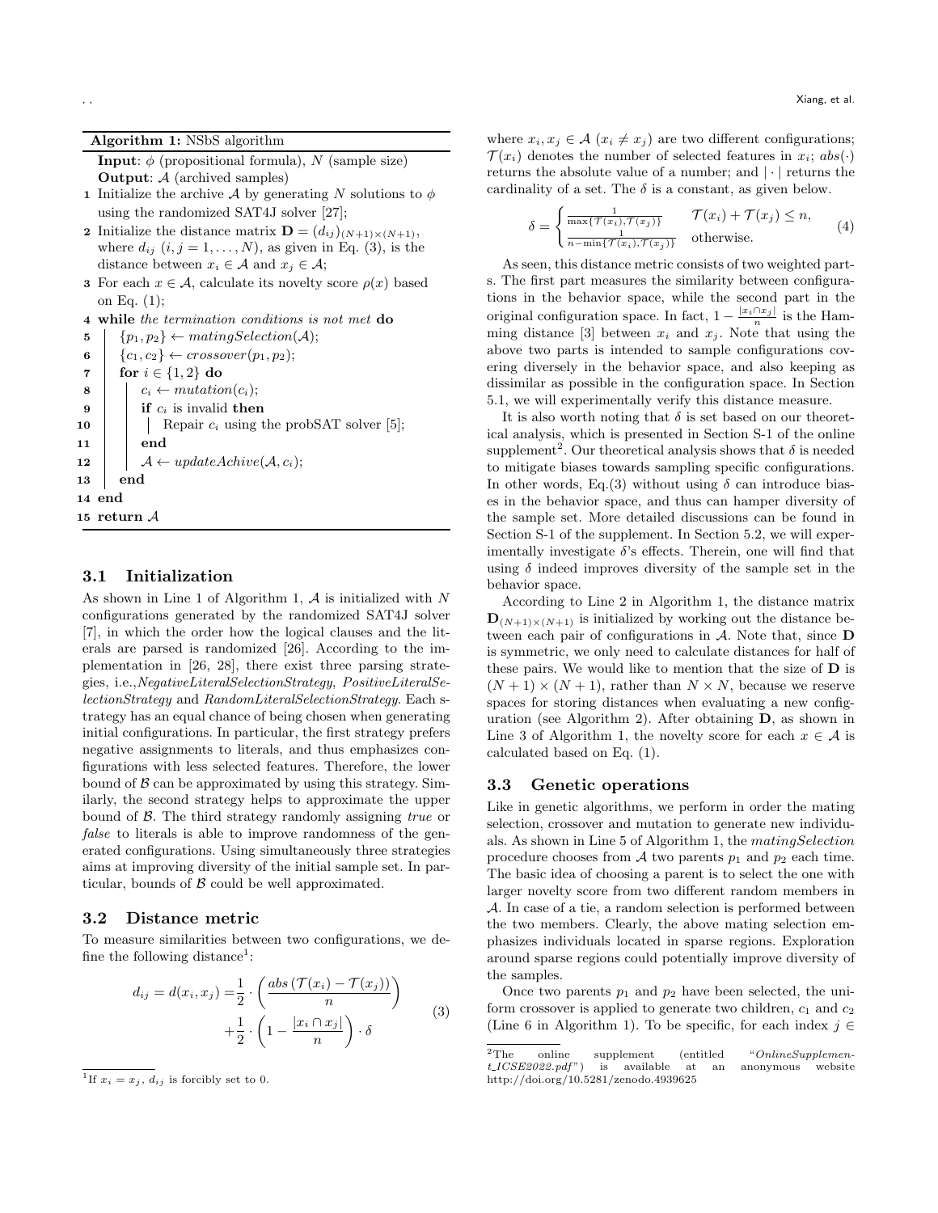**Algorithm 1:** NSbS algorithm

```
   Input: φ (propositional formula), N (sample size)
   Output: A (archived samples)
1  Initialize the archive A by generating N solutions to φ
   using the randomized SAT4J solver [27];
2  Initialize the distance matrix D = (d_ij)_(N+1)×(N+1),
   where d_ij (i, j = 1, ..., N), as given in Eq. (3), is the
   distance between x_i ∈ A and x_j ∈ A;
3  For each x ∈ A, calculate its novelty score ρ(x) based
   on Eq. (1);
4  while the termination conditions is not met do
5  |   {p_1, p_2} ← matingSelection(A);
6  |   {c_1, c_2} ← crossover(p_1, p_2);
7  |   for i ∈ {1, 2} do
8  |   |   c_i ← mutation(c_i);
9  |   |   if c_i is invalid then
10 |   |   |   Repair c_i using the probSAT solver [5];
11 |   |   end
12 |   |   A ← updateAchive(A, c_i);
13 |   end
14 end
15 return A
```

### 3.1 Initialization

As shown in Line 1 of Algorithm 1, $\mathcal{A}$ is initialized with $N$ configurations generated by the randomized SAT4J solver [7], in which the order how the logical clauses and the literals are parsed is randomized [26]. According to the implementation in [26, 28], there exist three parsing strategies, i.e.,*NegativeLiteralSelectionStrategy*, *PositiveLiteralSelectionStrategy* and *RandomLiteralSelectionStrategy*. Each strategy has an equal chance of being chosen when generating initial configurations. In particular, the first strategy prefers negative assignments to literals, and thus emphasizes configurations with less selected features. Therefore, the lower bound of $\mathcal{B}$ can be approximated by using this strategy. Similarly, the second strategy helps to approximate the upper bound of $\mathcal{B}$. The third strategy randomly assigning *true* or *false* to literals is able to improve randomness of the generated configurations. Using simultaneously three strategies aims at improving diversity of the initial sample set. In particular, bounds of $\mathcal{B}$ could be well approximated.

### 3.2 Distance metric

To measure similarities between two configurations, we define the following distance[1]:

$$
\begin{aligned}
d_{ij} = d(x_i, x_j) =& \frac{1}{2} \cdot \left( \frac{abs\left(\mathcal{T}(x_i) - \mathcal{T}(x_j)\right)}{n} \right) \\
&+ \frac{1}{2} \cdot \left( 1 - \frac{|x_i \cap x_j|}{n} \right) \cdot \delta
\end{aligned} \tag{3}
$$

[1] If $x_i = x_j$, $d_{ij}$ is forcibly set to 0.

where $x_i, x_j \in \mathcal{A}$ ($x_i \neq x_j$) are two different configurations; $\mathcal{T}(x_i)$ denotes the number of selected features in $x_i$; $abs(\cdot)$ returns the absolute value of a number; and $|\cdot|$ returns the cardinality of a set. The $\delta$ is a constant, as given below.

$$
\delta = \begin{cases} \frac{1}{\max\{\mathcal{T}(x_i), \mathcal{T}(x_j)\}} & \mathcal{T}(x_i) + \mathcal{T}(x_j) \leq n, \\ \frac{1}{n - \min\{\mathcal{T}(x_i), \mathcal{T}(x_j)\}} & \text{otherwise.} \end{cases} \tag{4}
$$

As seen, this distance metric consists of two weighted parts. The first part measures the similarity between configurations in the behavior space, while the second part in the original configuration space. In fact, $1 - \frac{|x_i \cap x_j|}{n}$ is the Hamming distance [3] between $x_i$ and $x_j$. Note that using the above two parts is intended to sample configurations covering diversely in the behavior space, and also keeping as dissimilar as possible in the configuration space. In Section 5.1, we will experimentally verify this distance measure.

It is also worth noting that $\delta$ is set based on our theoretical analysis, which is presented in Section S-1 of the online supplement[2]. Our theoretical analysis shows that $\delta$ is needed to mitigate biases towards sampling specific configurations. In other words, Eq.(3) without using $\delta$ can introduce biases in the behavior space, and thus can hamper diversity of the sample set. More detailed discussions can be found in Section S-1 of the supplement. In Section 5.2, we will experimentally investigate $\delta$'s effects. Therein, one will find that using $\delta$ indeed improves diversity of the sample set in the behavior space.

According to Line 2 in Algorithm 1, the distance matrix $\mathbf{D}_{(N+1)\times(N+1)}$ is initialized by working out the distance between each pair of configurations in $\mathcal{A}$. Note that, since $\mathbf{D}$ is symmetric, we only need to calculate distances for half of these pairs. We would like to mention that the size of $\mathbf{D}$ is $(N+1) \times (N+1)$, rather than $N \times N$, because we reserve spaces for storing distances when evaluating a new configuration (see Algorithm 2). After obtaining $\mathbf{D}$, as shown in Line 3 of Algorithm 1, the novelty score for each $x \in \mathcal{A}$ is calculated based on Eq. (1).

### 3.3 Genetic operations

Like in genetic algorithms, we perform in order the mating selection, crossover and mutation to generate new individuals. As shown in Line 5 of Algorithm 1, the *matingSelection* procedure chooses from $\mathcal{A}$ two parents $p_1$ and $p_2$ each time. The basic idea of choosing a parent is to select the one with larger novelty score from two different random members in $\mathcal{A}$. In case of a tie, a random selection is performed between the two members. Clearly, the above mating selection emphasizes individuals located in sparse regions. Exploration around sparse regions could potentially improve diversity of the samples.

Once two parents $p_1$ and $p_2$ have been selected, the uniform crossover is applied to generate two children, $c_1$ and $c_2$ (Line 6 in Algorithm 1). To be specific, for each index $j \in$

[2] The online supplement (entitled "*OnlineSupplement_ICSE2022.pdf*") is available at an anonymous website http://doi.org/10.5281/zenodo.4939625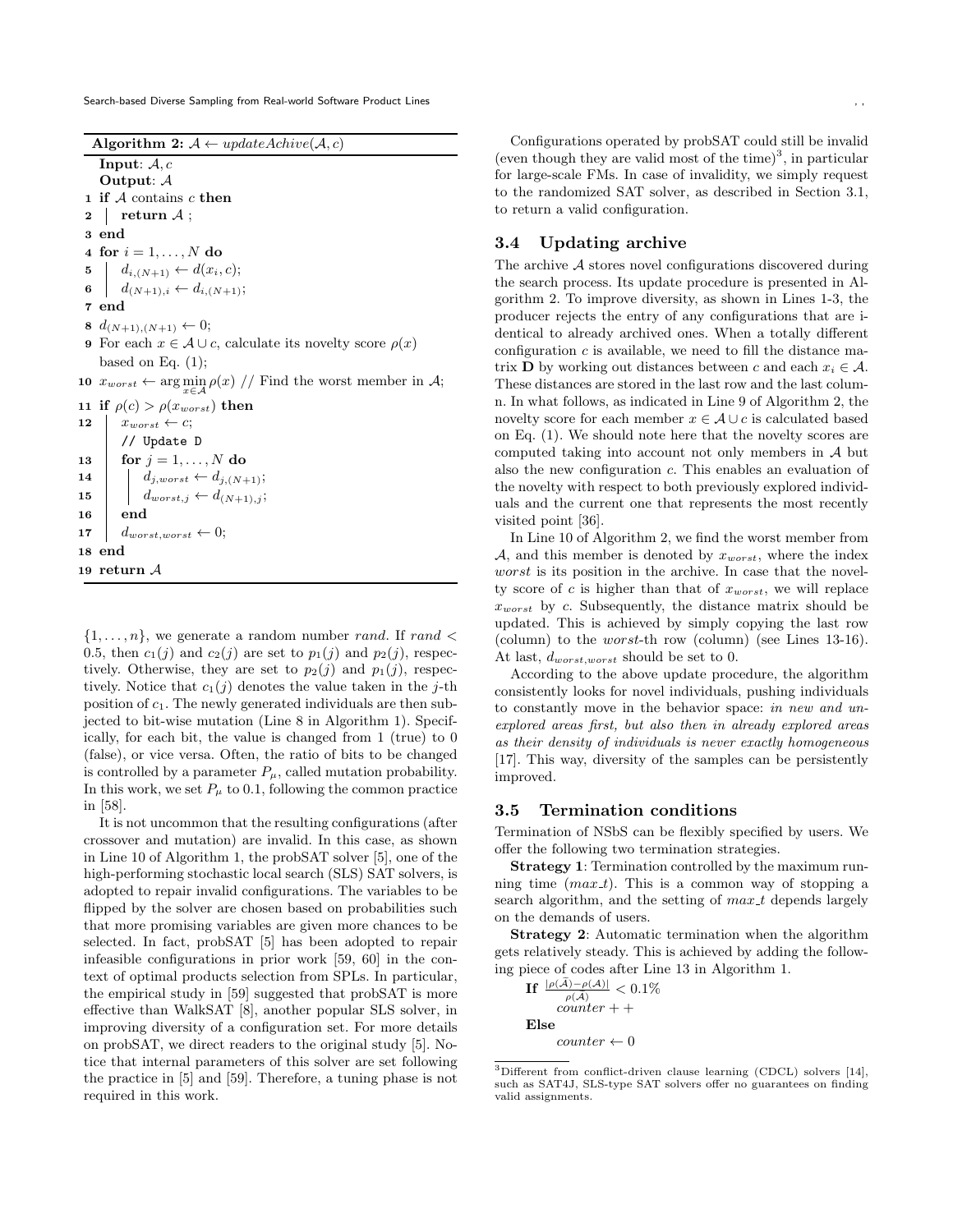**Algorithm 2:** $\mathcal{A} \leftarrow updateAchive(\mathcal{A}, c)$

```
Input: A, c
Output: A
1  if A contains c then
2  |  return A ;
3  end
4  for i = 1, ..., N do
5  |  d_{i,(N+1)} ← d(x_i, c);
6  |  d_{(N+1),i} ← d_{i,(N+1)};
7  end
8  d_{(N+1),(N+1)} ← 0;
9  For each x ∈ A ∪ c, calculate its novelty score ρ(x)
   based on Eq. (1);
10 x_worst ← arg min_{x∈A} ρ(x) // Find the worst member in A;
11 if ρ(c) > ρ(x_worst) then
12 |  x_worst ← c;
   |  // Update D
13 |  for j = 1, ..., N do
14 |  |  d_{j,worst} ← d_{j,(N+1)};
15 |  |  d_{worst,j} ← d_{(N+1),j};
16 |  end
17 |  d_{worst,worst} ← 0;
18 end
19 return A
```

$\{1, \ldots, n\}$, we generate a random number *rand*. If $rand < 0.5$, then $c_1(j)$ and $c_2(j)$ are set to $p_1(j)$ and $p_2(j)$, respectively. Otherwise, they are set to $p_2(j)$ and $p_1(j)$, respectively. Notice that $c_1(j)$ denotes the value taken in the $j$-th position of $c_1$. The newly generated individuals are then subjected to bit-wise mutation (Line 8 in Algorithm 1). Specifically, for each bit, the value is changed from 1 (true) to 0 (false), or vice versa. Often, the ratio of bits to be changed is controlled by a parameter $P_\mu$, called mutation probability. In this work, we set $P_\mu$ to 0.1, following the common practice in [58].

It is not uncommon that the resulting configurations (after crossover and mutation) are invalid. In this case, as shown in Line 10 of Algorithm 1, the probSAT solver [5], one of the high-performing stochastic local search (SLS) SAT solvers, is adopted to repair invalid configurations. The variables to be flipped by the solver are chosen based on probabilities such that more promising variables are given more chances to be selected. In fact, probSAT [5] has been adopted to repair infeasible configurations in prior work [59, 60] in the context of optimal products selection from SPLs. In particular, the empirical study in [59] suggested that probSAT is more effective than WalkSAT [8], another popular SLS solver, in improving diversity of a configuration set. For more details on probSAT, we direct readers to the original study [5]. Notice that internal parameters of this solver are set following the practice in [5] and [59]. Therefore, a tuning phase is not required in this work.

Configurations operated by probSAT could still be invalid (even though they are valid most of the time)[3], in particular for large-scale FMs. In case of invalidity, we simply request to the randomized SAT solver, as described in Section 3.1, to return a valid configuration.

### 3.4 Updating archive

The archive $\mathcal{A}$ stores novel configurations discovered during the search process. Its update procedure is presented in Algorithm 2. To improve diversity, as shown in Lines 1-3, the producer rejects the entry of any configurations that are identical to already archived ones. When a totally different configuration $c$ is available, we need to fill the distance matrix $\mathbf{D}$ by working out distances between $c$ and each $x_i \in \mathcal{A}$. These distances are stored in the last row and the last column. In what follows, as indicated in Line 9 of Algorithm 2, the novelty score for each member $x \in \mathcal{A} \cup c$ is calculated based on Eq. (1). We should note here that the novelty scores are computed taking into account not only members in $\mathcal{A}$ but also the new configuration $c$. This enables an evaluation of the novelty with respect to both previously explored individuals and the current one that represents the most recently visited point [36].

In Line 10 of Algorithm 2, we find the worst member from $\mathcal{A}$, and this member is denoted by $x_{worst}$, where the index *worst* is its position in the archive. In case that the novelty score of $c$ is higher than that of $x_{worst}$, we will replace $x_{worst}$ by $c$. Subsequently, the distance matrix should be updated. This is achieved by simply copying the last row (column) to the *worst*-th row (column) (see Lines 13-16). At last, $d_{worst,worst}$ should be set to 0.

According to the above update procedure, the algorithm consistently looks for novel individuals, pushing individuals to constantly move in the behavior space: *in new and unexplored areas first, but also then in already explored areas as their density of individuals is never exactly homogeneous* [17]. This way, diversity of the samples can be persistently improved.

### 3.5 Termination conditions

Termination of NSbS can be flexibly specified by users. We offer the following two termination strategies.

**Strategy 1**: Termination controlled by the maximum running time ($max\_t$). This is a common way of stopping a search algorithm, and the setting of $max\_t$ depends largely on the demands of users.

**Strategy 2**: Automatic termination when the algorithm gets relatively steady. This is achieved by adding the following piece of codes after Line 13 in Algorithm 1.

**If** $\frac{|\rho(\bar{\mathcal{A}}) - \rho(\mathcal{A})|}{\rho(\mathcal{A})} < 0.1\%$
  $counter++$
**Else**
  $counter \leftarrow 0$

[3] Different from conflict-driven clause learning (CDCL) solvers [14], such as SAT4J, SLS-type SAT solvers offer no guarantees on finding valid assignments.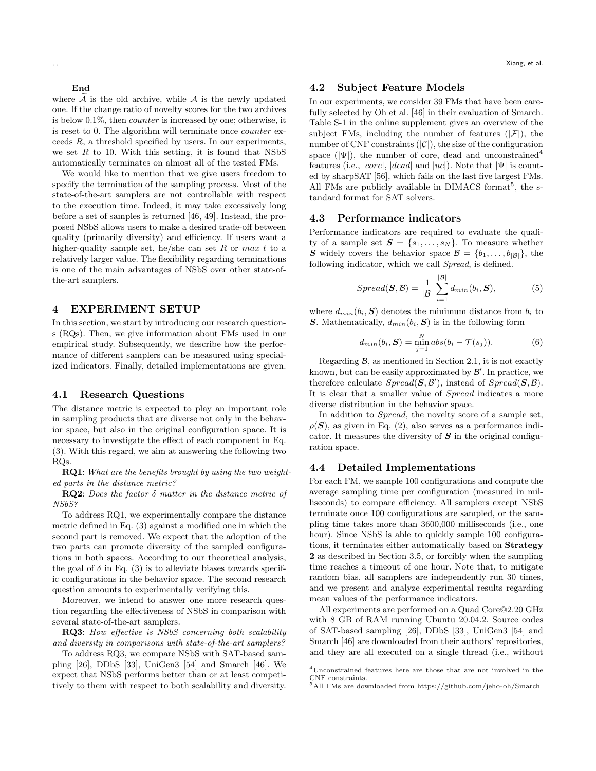**End**

where $\widetilde{\mathcal{A}}$ is the old archive, while $\mathcal{A}$ is the newly updated one. If the change ratio of novelty scores for the two archives is below 0.1%, then *counter* is increased by one; otherwise, it is reset to 0. The algorithm will terminate once *counter* exceeds $R$, a threshold specified by users. In our experiments, we set $R$ to 10. With this setting, it is found that NSbS automatically terminates on almost all of the tested FMs.

We would like to mention that we give users freedom to specify the termination of the sampling process. Most of the state-of-the-art samplers are not controllable with respect to the execution time. Indeed, it may take excessively long before a set of samples is returned [46, 49]. Instead, the proposed NSbS allows users to make a desired trade-off between quality (primarily diversity) and efficiency. If users want a higher-quality sample set, he/she can set $R$ or $max\_t$ to a relatively larger value. The flexibility regarding terminations is one of the main advantages of NSbS over other state-of-the-art samplers.

## 4 EXPERIMENT SETUP

In this section, we start by introducing our research questions (RQs). Then, we give information about FMs used in our empirical study. Subsequently, we describe how the performance of different samplers can be measured using specialized indicators. Finally, detailed implementations are given.

### 4.1 Research Questions

The distance metric is expected to play an important role in sampling products that are diverse not only in the behavior space, but also in the original configuration space. It is necessary to investigate the effect of each component in Eq. (3). With this regard, we aim at answering the following two RQs.

**RQ1**: *What are the benefits brought by using the two weighted parts in the distance metric?*

**RQ2**: *Does the factor $\delta$ matter in the distance metric of NSbS?*

To address RQ1, we experimentally compare the distance metric defined in Eq. (3) against a modified one in which the second part is removed. We expect that the adoption of the two parts can promote diversity of the sampled configurations in both spaces. According to our theoretical analysis, the goal of $\delta$ in Eq. (3) is to alleviate biases towards specific configurations in the behavior space. The second research question amounts to experimentally verifying this.

Moreover, we intend to answer one more research question regarding the effectiveness of NSbS in comparison with several state-of-the-art samplers.

**RQ3**: *How effective is NSbS concerning both scalability and diversity in comparisons with state-of-the-art samplers?*

To address RQ3, we compare NSbS with SAT-based sampling [26], DDbS [33], UniGen3 [54] and Smarch [46]. We expect that NSbS performs better than or at least competitively to them with respect to both scalability and diversity.

### 4.2 Subject Feature Models

In our experiments, we consider 39 FMs that have been carefully selected by Oh et al. [46] in their evaluation of Smarch. Table S-1 in the online supplement gives an overview of the subject FMs, including the number of features ($|\mathcal{F}|$), the number of CNF constraints ($|\mathcal{C}|$), the size of the configuration space ($|\Psi|$), the number of core, dead and unconstrained[4] features (i.e., $|core|$, $|dead|$ and $|uc|$). Note that $|\Psi|$ is counted by sharpSAT [56], which fails on the last five largest FMs. All FMs are publicly available in DIMACS format[5], the standard format for SAT solvers.

### 4.3 Performance indicators

Performance indicators are required to evaluate the quality of a sample set $\boldsymbol{S} = \{s_1, \ldots, s_N\}$. To measure whether $\boldsymbol{S}$ widely covers the behavior space $\mathcal{B} = \{b_1, \ldots, b_{|\mathcal{B}|}\}$, the following indicator, which we call *Spread*, is defined.

$$Spread(\boldsymbol{S}, \mathcal{B}) = \frac{1}{|\mathcal{B}|} \sum_{i=1}^{|\mathcal{B}|} d_{min}(b_i, \boldsymbol{S}), \tag{5}$$

where $d_{min}(b_i, \boldsymbol{S})$ denotes the minimum distance from $b_i$ to $\boldsymbol{S}$. Mathematically, $d_{min}(b_i, \boldsymbol{S})$ is in the following form

$$d_{min}(b_i, \boldsymbol{S}) = \min_{j=1}^{N} abs(b_i - \mathcal{T}(s_j)). \tag{6}$$

Regarding $\mathcal{B}$, as mentioned in Section 2.1, it is not exactly known, but can be easily approximated by $\mathcal{B}'$. In practice, we therefore calculate $Spread(\boldsymbol{S}, \mathcal{B}')$, instead of $Spread(\boldsymbol{S}, \mathcal{B})$. It is clear that a smaller value of *Spread* indicates a more diverse distribution in the behavior space.

In addition to *Spread*, the novelty score of a sample set, $\rho(\boldsymbol{S})$, as given in Eq. (2), also serves as a performance indicator. It measures the diversity of $\boldsymbol{S}$ in the original configuration space.

### 4.4 Detailed Implementations

For each FM, we sample 100 configurations and compute the average sampling time per configuration (measured in milliseconds) to compare efficiency. All samplers except NSbS terminate once 100 configurations are sampled, or the sampling time takes more than 3600,000 milliseconds (i.e., one hour). Since NSbS is able to quickly sample 100 configurations, it terminates either automatically based on **Strategy 2** as described in Section 3.5, or forcibly when the sampling time reaches a timeout of one hour. Note that, to mitigate random bias, all samplers are independently run 30 times, and we present and analyze experimental results regarding mean values of the performance indicators.

All experiments are performed on a Quad Core@2.20 GHz with 8 GB of RAM running Ubuntu 20.04.2. Source codes of SAT-based sampling [26], DDbS [33], UniGen3 [54] and Smarch [46] are downloaded from their authors' repositories, and they are all executed on a single thread (i.e., without

[4] Unconstrained features here are those that are not involved in the CNF constraints.

[5] All FMs are downloaded from https://github.com/jeho-oh/Smarch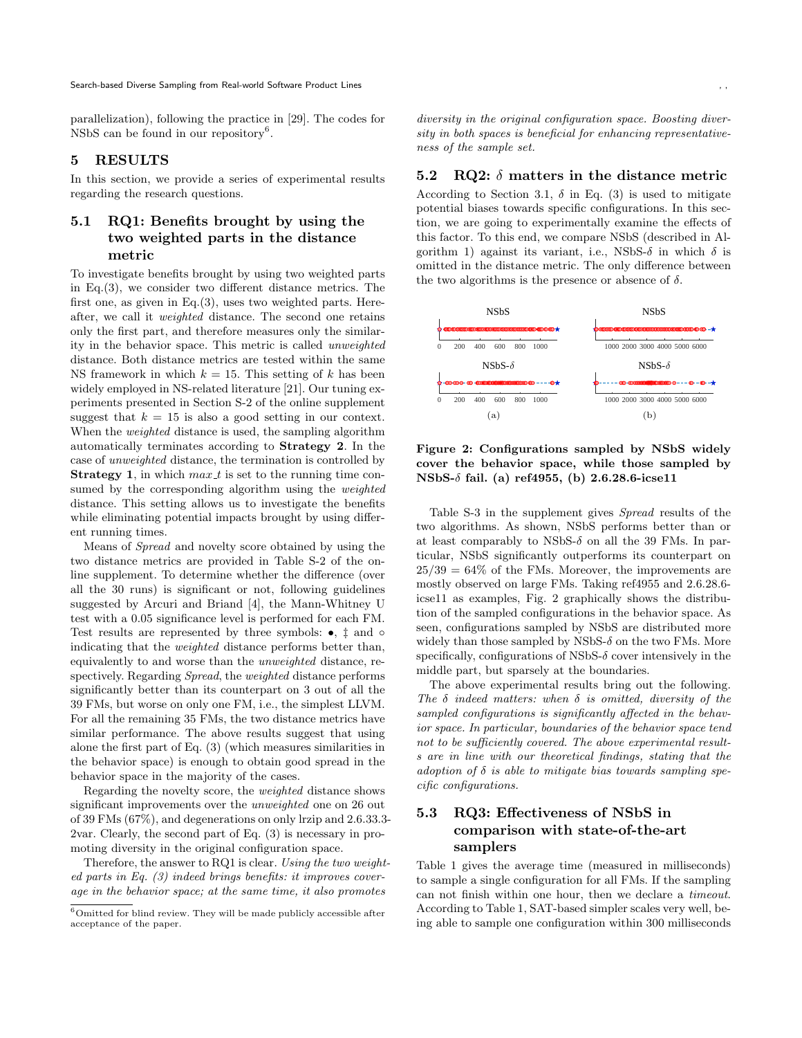parallelization), following the practice in [29]. The codes for NSbS can be found in our repository[6].

## 5 RESULTS

In this section, we provide a series of experimental results regarding the research questions.

### 5.1 RQ1: Benefits brought by using the two weighted parts in the distance metric

To investigate benefits brought by using two weighted parts in Eq.(3), we consider two different distance metrics. The first one, as given in Eq.(3), uses two weighted parts. Hereafter, we call it *weighted* distance. The second one retains only the first part, and therefore measures only the similarity in the behavior space. This metric is called *unweighted* distance. Both distance metrics are tested within the same NS framework in which $k = 15$. This setting of $k$ has been widely employed in NS-related literature [21]. Our tuning experiments presented in Section S-2 of the online supplement suggest that $k = 15$ is also a good setting in our context. When the *weighted* distance is used, the sampling algorithm automatically terminates according to **Strategy 2**. In the case of *unweighted* distance, the termination is controlled by **Strategy 1**, in which $max\_t$ is set to the running time consumed by the corresponding algorithm using the *weighted* distance. This setting allows us to investigate the benefits while eliminating potential impacts brought by using different running times.

Means of *Spread* and novelty score obtained by using the two distance metrics are provided in Table S-2 of the online supplement. To determine whether the difference (over all the 30 runs) is significant or not, following guidelines suggested by Arcuri and Briand [4], the Mann-Whitney U test with a 0.05 significance level is performed for each FM. Test results are represented by three symbols: •, ‡ and ◦ indicating that the *weighted* distance performs better than, equivalently to and worse than the *unweighted* distance, respectively. Regarding *Spread*, the *weighted* distance performs significantly better than its counterpart on 3 out of all the 39 FMs, but worse on only one FM, i.e., the simplest LLVM. For all the remaining 35 FMs, the two distance metrics have similar performance. The above results suggest that using alone the first part of Eq. (3) (which measures similarities in the behavior space) is enough to obtain good spread in the behavior space in the majority of the cases.

Regarding the novelty score, the *weighted* distance shows significant improvements over the *unweighted* one on 26 out of 39 FMs (67%), and degenerations on only lrzip and 2.6.33.3-2var. Clearly, the second part of Eq. (3) is necessary in promoting diversity in the original configuration space.

Therefore, the answer to RQ1 is clear. *Using the two weighted parts in Eq. (3) indeed brings benefits: it improves coverage in the behavior space; at the same time, it also promotes diversity in the original configuration space. Boosting diversity in both spaces is beneficial for enhancing representativeness of the sample set.*

[6] Omitted for blind review. They will be made publicly accessible after acceptance of the paper.

### 5.2 RQ2: $\delta$ matters in the distance metric

According to Section 3.1, $\delta$ in Eq. (3) is used to mitigate potential biases towards specific configurations. In this section, we are going to experimentally examine the effects of this factor. To this end, we compare NSbS (described in Algorithm 1) against its variant, i.e., NSbS-$\delta$ in which $\delta$ is omitted in the distance metric. The only difference between the two algorithms is the presence or absence of $\delta$.

**Figure 2: Configurations sampled by NSbS widely cover the behavior space, while those sampled by NSbS-$\delta$ fail. (a) ref4955, (b) 2.6.28.6-icse11**

Table S-3 in the supplement gives *Spread* results of the two algorithms. As shown, NSbS performs better than or at least comparably to NSbS-$\delta$ on all the 39 FMs. In particular, NSbS significantly outperforms its counterpart on $25/39 = 64\%$ of the FMs. Moreover, the improvements are mostly observed on large FMs. Taking ref4955 and 2.6.28.6-icse11 as examples, Fig. 2 graphically shows the distribution of the sampled configurations in the behavior space. As seen, configurations sampled by NSbS are distributed more widely than those sampled by NSbS-$\delta$ on the two FMs. More specifically, configurations of NSbS-$\delta$ cover intensively in the middle part, but sparsely at the boundaries.

The above experimental results bring out the following. *The $\delta$ indeed matters: when $\delta$ is omitted, diversity of the sampled configurations is significantly affected in the behavior space. In particular, boundaries of the behavior space tend not to be sufficiently covered. The above experimental results are in line with our theoretical findings, stating that the adoption of $\delta$ is able to mitigate bias towards sampling specific configurations.*

### 5.3 RQ3: Effectiveness of NSbS in comparison with state-of-the-art samplers

Table 1 gives the average time (measured in milliseconds) to sample a single configuration for all FMs. If the sampling can not finish within one hour, then we declare a *timeout*. According to Table 1, SAT-based simpler scales very well, being able to sample one configuration within 300 milliseconds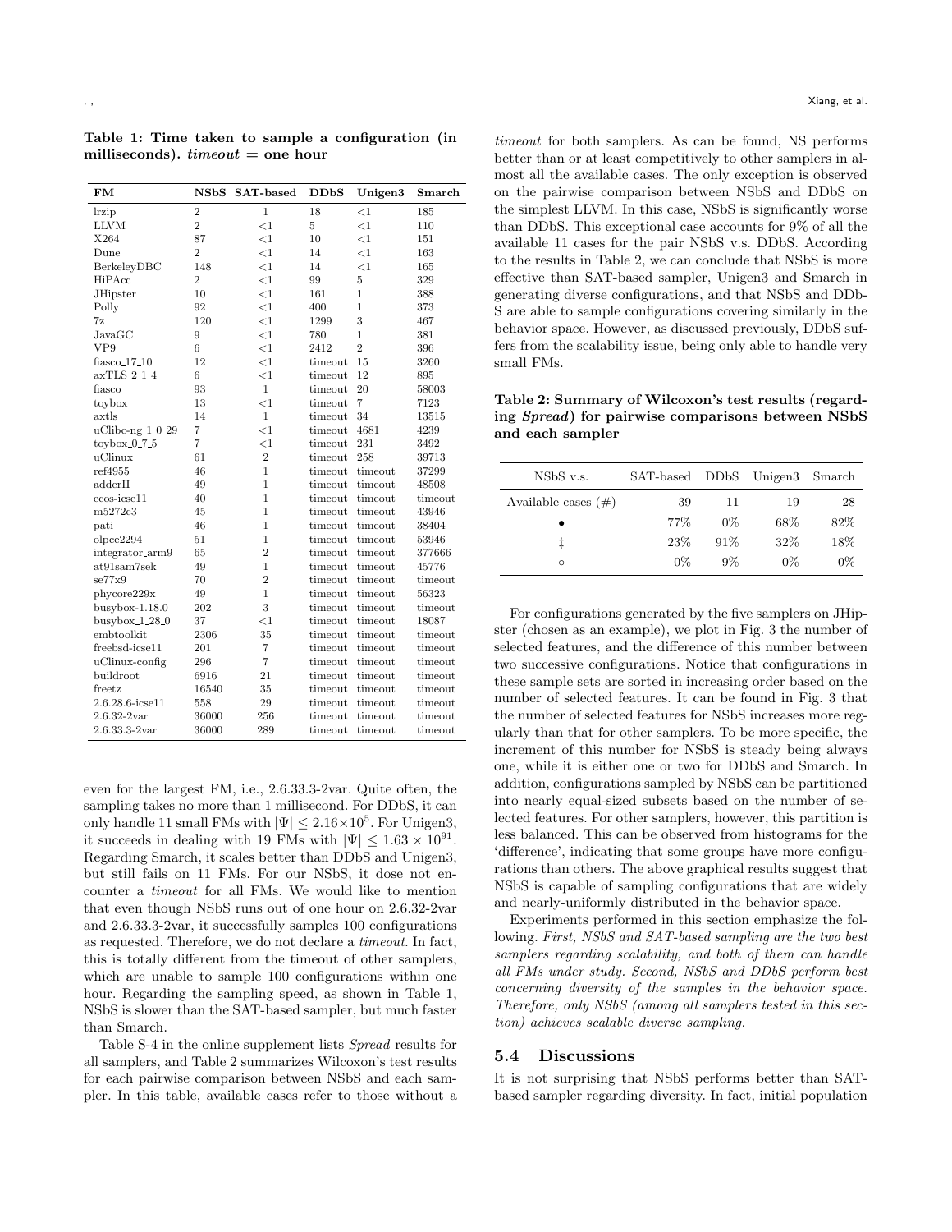**Table 1: Time taken to sample a configuration (in milliseconds).** ***timeout*** **= one hour**

| FM | NSbS | SAT-based | DDbS | Unigen3 | Smarch |
|---|---|---|---|---|---|
| lrzip | 2 | 1 | 18 | <1 | 185 |
| LLVM | 2 | <1 | 5 | <1 | 110 |
| X264 | 87 | <1 | 10 | <1 | 151 |
| Dune | 2 | <1 | 14 | <1 | 163 |
| BerkeleyDBC | 148 | <1 | 14 | <1 | 165 |
| HiPAcc | 2 | <1 | 99 | 5 | 329 |
| JHipster | 10 | <1 | 161 | 1 | 388 |
| Polly | 92 | <1 | 400 | 1 | 373 |
| 7z | 120 | <1 | 1299 | 3 | 467 |
| JavaGC | 9 | <1 | 780 | 1 | 381 |
| VP9 | 6 | <1 | 2412 | 2 | 396 |
| fiasco_17_10 | 12 | <1 | timeout | 15 | 3260 |
| axTLS_2_1_4 | 6 | <1 | timeout | 12 | 895 |
| fiasco | 93 | 1 | timeout | 20 | 58003 |
| toybox | 13 | <1 | timeout | 7 | 7123 |
| axtls | 14 | 1 | timeout | 34 | 13515 |
| uClibc-ng_1_0_29 | 7 | <1 | timeout | 4681 | 4239 |
| toybox_0_7_5 | 7 | <1 | timeout | 231 | 3492 |
| uClinux | 61 | 2 | timeout | 258 | 39713 |
| ref4955 | 46 | 1 | timeout | timeout | 37299 |
| adderII | 49 | 1 | timeout | timeout | 48508 |
| ecos-icse11 | 40 | 1 | timeout | timeout | timeout |
| m5272c3 | 45 | 1 | timeout | timeout | 43946 |
| pati | 46 | 1 | timeout | timeout | 38404 |
| olpce2294 | 51 | 1 | timeout | timeout | 53946 |
| integrator_arm9 | 65 | 2 | timeout | timeout | 377666 |
| at91sam7sek | 49 | 1 | timeout | timeout | 45776 |
| se77x9 | 70 | 2 | timeout | timeout | timeout |
| phycore229x | 49 | 1 | timeout | timeout | 56323 |
| busybox-1.18.0 | 202 | 3 | timeout | timeout | timeout |
| busybox_1_28_0 | 37 | <1 | timeout | timeout | 18087 |
| embtoolkit | 2306 | 35 | timeout | timeout | timeout |
| freebsd-icse11 | 201 | 7 | timeout | timeout | timeout |
| uClinux-config | 296 | 7 | timeout | timeout | timeout |
| buildroot | 6916 | 21 | timeout | timeout | timeout |
| freetz | 16540 | 35 | timeout | timeout | timeout |
| 2.6.28.6-icse11 | 558 | 29 | timeout | timeout | timeout |
| 2.6.32-2var | 36000 | 256 | timeout | timeout | timeout |
| 2.6.33.3-2var | 36000 | 289 | timeout | timeout | timeout |

even for the largest FM, i.e., 2.6.33.3-2var. Quite often, the sampling takes no more than 1 millisecond. For DDbS, it can only handle 11 small FMs with $|\Psi| \leq 2.16\times10^5$. For Unigen3, it succeeds in dealing with 19 FMs with $|\Psi| \leq 1.63 \times 10^{91}$. Regarding Smarch, it scales better than DDbS and Unigen3, but still fails on 11 FMs. For our NSbS, it dose not encounter a *timeout* for all FMs. We would like to mention that even though NSbS runs out of one hour on 2.6.32-2var and 2.6.33.3-2var, it successfully samples 100 configurations as requested. Therefore, we do not declare a *timeout*. In fact, this is totally different from the timeout of other samplers, which are unable to sample 100 configurations within one hour. Regarding the sampling speed, as shown in Table 1, NSbS is slower than the SAT-based sampler, but much faster than Smarch.

Table S-4 in the online supplement lists *Spread* results for all samplers, and Table 2 summarizes Wilcoxon's test results for each pairwise comparison between NSbS and each sampler. In this table, available cases refer to those without a *timeout* for both samplers. As can be found, NS performs better than or at least competitively to other samplers in almost all the available cases. The only exception is observed on the pairwise comparison between NSbS and DDbS on the simplest LLVM. In this case, NSbS is significantly worse than DDbS. This exceptional case accounts for 9% of all the available 11 cases for the pair NSbS v.s. DDbS. According to the results in Table 2, we can conclude that NSbS is more effective than SAT-based sampler, Unigen3 and Smarch in generating diverse configurations, and that NSbS and DDbS are able to sample configurations covering similarly in the behavior space. However, as discussed previously, DDbS suffers from the scalability issue, being only able to handle very small FMs.

**Table 2: Summary of Wilcoxon's test results (regarding** ***Spread*****) for pairwise comparisons between NSbS and each sampler**

| NSbS v.s. | SAT-based | DDbS | Unigen3 | Smarch |
|---|---|---|---|---|
| Available cases (#) | 39 | 11 | 19 | 28 |
| • | 77% | 0% | 68% | 82% |
| ‡ | 23% | 91% | 32% | 18% |
| ◦ | 0% | 9% | 0% | 0% |

For configurations generated by the five samplers on JHipster (chosen as an example), we plot in Fig. 3 the number of selected features, and the difference of this number between two successive configurations. Notice that configurations in these sample sets are sorted in increasing order based on the number of selected features. It can be found in Fig. 3 that the number of selected features for NSbS increases more regularly than that for other samplers. To be more specific, the increment of this number for NSbS is steady being always one, while it is either one or two for DDbS and Smarch. In addition, configurations sampled by NSbS can be partitioned into nearly equal-sized subsets based on the number of selected features. For other samplers, however, this partition is less balanced. This can be observed from histograms for the 'difference', indicating that some groups have more configurations than others. The above graphical results suggest that NSbS is capable of sampling configurations that are widely and nearly-uniformly distributed in the behavior space.

Experiments performed in this section emphasize the following. *First, NSbS and SAT-based sampling are the two best samplers regarding scalability, and both of them can handle all FMs under study. Second, NSbS and DDbS perform best concerning diversity of the samples in the behavior space. Therefore, only NSbS (among all samplers tested in this section) achieves scalable diverse sampling.*

## 5.4 Discussions

It is not surprising that NSbS performs better than SAT-based sampler regarding diversity. In fact, initial population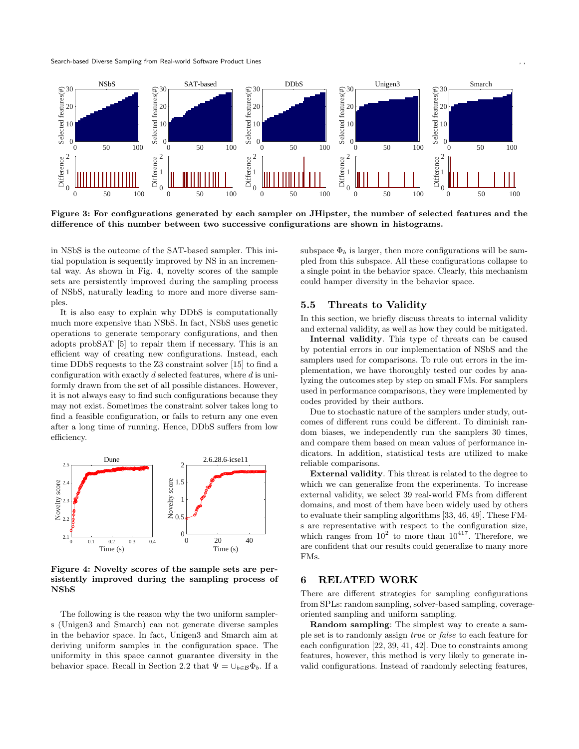**Figure 3: For configurations generated by each sampler on JHipster, the number of selected features and the difference of this number between two successive configurations are shown in histograms.**

in NSbS is the outcome of the SAT-based sampler. This initial population is sequently improved by NS in an incremental way. As shown in Fig. 4, novelty scores of the sample sets are persistently improved during the sampling process of NSbS, naturally leading to more and more diverse samples.

It is also easy to explain why DDbS is computationally much more expensive than NSbS. In fact, NSbS uses genetic operations to generate temporary configurations, and then adopts probSAT [5] to repair them if necessary. This is an efficient way of creating new configurations. Instead, each time DDbS requests to the Z3 constraint solver [15] to find a configuration with exactly $d$ selected features, where $d$ is uniformly drawn from the set of all possible distances. However, it is not always easy to find such configurations because they may not exist. Sometimes the constraint solver takes long to find a feasible configuration, or fails to return any one even after a long time of running. Hence, DDbS suffers from low efficiency.

**Figure 4: Novelty scores of the sample sets are persistently improved during the sampling process of NSbS**

The following is the reason why the two uniform samplers (Unigen3 and Smarch) can not generate diverse samples in the behavior space. In fact, Unigen3 and Smarch aim at deriving uniform samples in the configuration space. The uniformity in this space cannot guarantee diversity in the behavior space. Recall in Section 2.2 that $\Psi = \cup_{b \in \mathcal{B}} \Phi_b$. If a subspace $\Phi_b$ is larger, then more configurations will be sampled from this subspace. All these configurations collapse to a single point in the behavior space. Clearly, this mechanism could hamper diversity in the behavior space.

## 5.5 Threats to Validity

In this section, we briefly discuss threats to internal validity and external validity, as well as how they could be mitigated.

**Internal validity**. This type of threats can be caused by potential errors in our implementation of NSbS and the samplers used for comparisons. To rule out errors in the implementation, we have thoroughly tested our codes by analyzing the outcomes step by step on small FMs. For samplers used in performance comparisons, they were implemented by codes provided by their authors.

Due to stochastic nature of the samplers under study, outcomes of different runs could be different. To diminish random biases, we independently run the samplers 30 times, and compare them based on mean values of performance indicators. In addition, statistical tests are utilized to make reliable comparisons.

**External validity**. This threat is related to the degree to which we can generalize from the experiments. To increase external validity, we select 39 real-world FMs from different domains, and most of them have been widely used by others to evaluate their sampling algorithms [33, 46, 49]. These FMs are representative with respect to the configuration size, which ranges from $10^2$ to more than $10^{417}$. Therefore, we are confident that our results could generalize to many more FMs.

# 6 RELATED WORK

There are different strategies for sampling configurations from SPLs: random sampling, solver-based sampling, coverage-oriented sampling and uniform sampling.

**Random sampling**: The simplest way to create a sample set is to randomly assign *true* or *false* to each feature for each configuration [22, 39, 41, 42]. Due to constraints among features, however, this method is very likely to generate invalid configurations. Instead of randomly selecting features,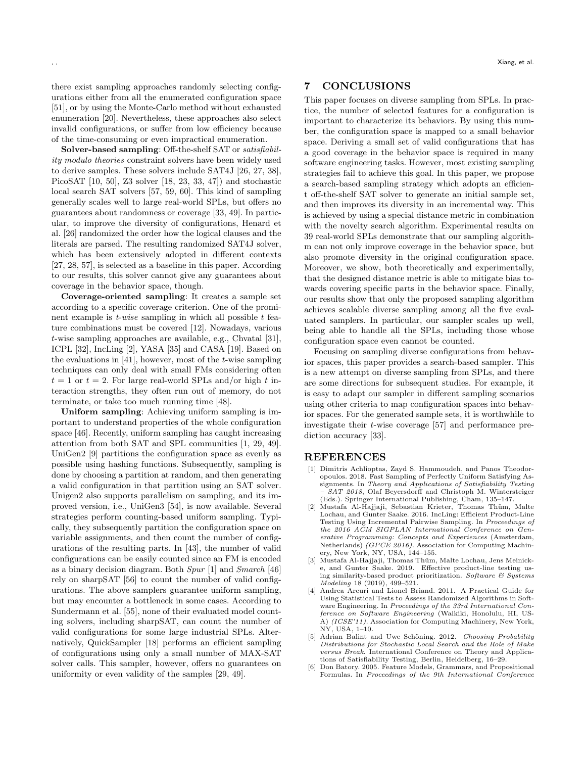there exist sampling approaches randomly selecting configurations either from all the enumerated configuration space [51], or by using the Monte-Carlo method without exhausted enumeration [20]. Nevertheless, these approaches also select invalid configurations, or suffer from low efficiency because of the time-consuming or even impractical enumeration.

**Solver-based sampling**: Off-the-shelf SAT or *satisfiability modulo theories* constraint solvers have been widely used to derive samples. These solvers include SAT4J [26, 27, 38], PicoSAT [10, 50], Z3 solver [18, 23, 33, 47]) and stochastic local search SAT solvers [57, 59, 60]. This kind of sampling generally scales well to large real-world SPLs, but offers no guarantees about randomness or coverage [33, 49]. In particular, to improve the diversity of configurations, Henard et al. [26] randomized the order how the logical clauses and the literals are parsed. The resulting randomized SAT4J solver, which has been extensively adopted in different contexts [27, 28, 57], is selected as a baseline in this paper. According to our results, this solver cannot give any guarantees about coverage in the behavior space, though.

**Coverage-oriented sampling**: It creates a sample set according to a specific coverage criterion. One of the prominent example is *t-wise* sampling in which all possible $t$ feature combinations must be covered [12]. Nowadays, various $t$-wise sampling approaches are available, e.g., Chvatal [31], ICPL [32], IncLing [2], YASA [35] and CASA [19]. Based on the evaluations in [41], however, most of the $t$-wise sampling techniques can only deal with small FMs considering often $t = 1$ or $t = 2$. For large real-world SPLs and/or high $t$ interaction strengths, they often run out of memory, do not terminate, or take too much running time [48].

**Uniform sampling**: Achieving uniform sampling is important to understand properties of the whole configuration space [46]. Recently, uniform sampling has caught increasing attention from both SAT and SPL communities [1, 29, 49]. UniGen2 [9] partitions the configuration space as evenly as possible using hashing functions. Subsequently, sampling is done by choosing a partition at random, and then generating a valid configuration in that partition using an SAT solver. Unigen2 also supports parallelism on sampling, and its improved version, i.e., UniGen3 [54], is now available. Several strategies perform counting-based uniform sampling. Typically, they subsequently partition the configuration space on variable assignments, and then count the number of configurations of the resulting parts. In [43], the number of valid configurations can be easily counted since an FM is encoded as a binary decision diagram. Both *Spur* [1] and *Smarch* [46] rely on sharpSAT [56] to count the number of valid configurations. The above samplers guarantee uniform sampling, but may encounter a bottleneck in some cases. According to Sundermann et al. [55], none of their evaluated model counting solvers, including sharpSAT, can count the number of valid configurations for some large industrial SPLs. Alternatively, QuickSampler [18] performs an efficient sampling of configurations using only a small number of MAX-SAT solver calls. This sampler, however, offers no guarantees on uniformity or even validity of the samples [29, 49].

## 7 CONCLUSIONS

This paper focuses on diverse sampling from SPLs. In practice, the number of selected features for a configuration is important to characterize its behaviors. By using this number, the configuration space is mapped to a small behavior space. Deriving a small set of valid configurations that has a good coverage in the behavior space is required in many software engineering tasks. However, most existing sampling strategies fail to achieve this goal. In this paper, we propose a search-based sampling strategy which adopts an efficient off-the-shelf SAT solver to generate an initial sample set, and then improves its diversity in an incremental way. This is achieved by using a special distance metric in combination with the novelty search algorithm. Experimental results on 39 real-world SPLs demonstrate that our sampling algorithm can not only improve coverage in the behavior space, but also promote diversity in the original configuration space. Moreover, we show, both theoretically and experimentally, that the designed distance metric is able to mitigate bias towards covering specific parts in the behavior space. Finally, our results show that only the proposed sampling algorithm achieves scalable diverse sampling among all the five evaluated samplers. In particular, our sampler scales up well, being able to handle all the SPLs, including those whose configuration space even cannot be counted.

Focusing on sampling diverse configurations from behavior spaces, this paper provides a search-based sampler. This is a new attempt on diverse sampling from SPLs, and there are some directions for subsequent studies. For example, it is easy to adapt our sampler in different sampling scenarios using other criteria to map configuration spaces into behavior spaces. For the generated sample sets, it is worthwhile to investigate their $t$-wise coverage [57] and performance prediction accuracy [33].

## REFERENCES

[1] Dimitris Achlioptas, Zayd S. Hammoudeh, and Panos Theodoropoulos. 2018. Fast Sampling of Perfectly Uniform Satisfying Assignments. In *Theory and Applications of Satisfiability Testing – SAT 2018*, Olaf Beyersdorff and Christoph M. Wintersteiger (Eds.). Springer International Publishing, Cham, 135–147.

[2] Mustafa Al-Hajjaji, Sebastian Krieter, Thomas Thüm, Malte Lochau, and Gunter Saake. 2016. IncLing: Efficient Product-Line Testing Using Incremental Pairwise Sampling. In *Proceedings of the 2016 ACM SIGPLAN International Conference on Generative Programming: Concepts and Experiences* (Amsterdam, Netherlands) *(GPCE 2016)*. Association for Computing Machinery, New York, NY, USA, 144–155.

[3] Mustafa Al-Hajjaji, Thomas Thüm, Malte Lochau, Jens Meinicke, and Gunter Saake. 2019. Effective product-line testing using similarity-based product prioritization. *Software & Systems Modeling* 18 (2019), 499–521.

[4] Andrea Arcuri and Lionel Briand. 2011. A Practical Guide for Using Statistical Tests to Assess Randomized Algorithms in Software Engineering. In *Proceedings of the 33rd International Conference on Software Engineering* (Waikiki, Honolulu, HI, USA) *(ICSE'11)*. Association for Computing Machinery, New York, NY, USA, 1–10.

[5] Adrian Balint and Uwe Schöning. 2012. *Choosing Probability Distributions for Stochastic Local Search and the Role of Make versus Break*. International Conference on Theory and Applications of Satisfiability Testing, Berlin, Heidelberg, 16–29.

[6] Don Batory. 2005. Feature Models, Grammars, and Propositional Formulas. In *Proceedings of the 9th International Conference*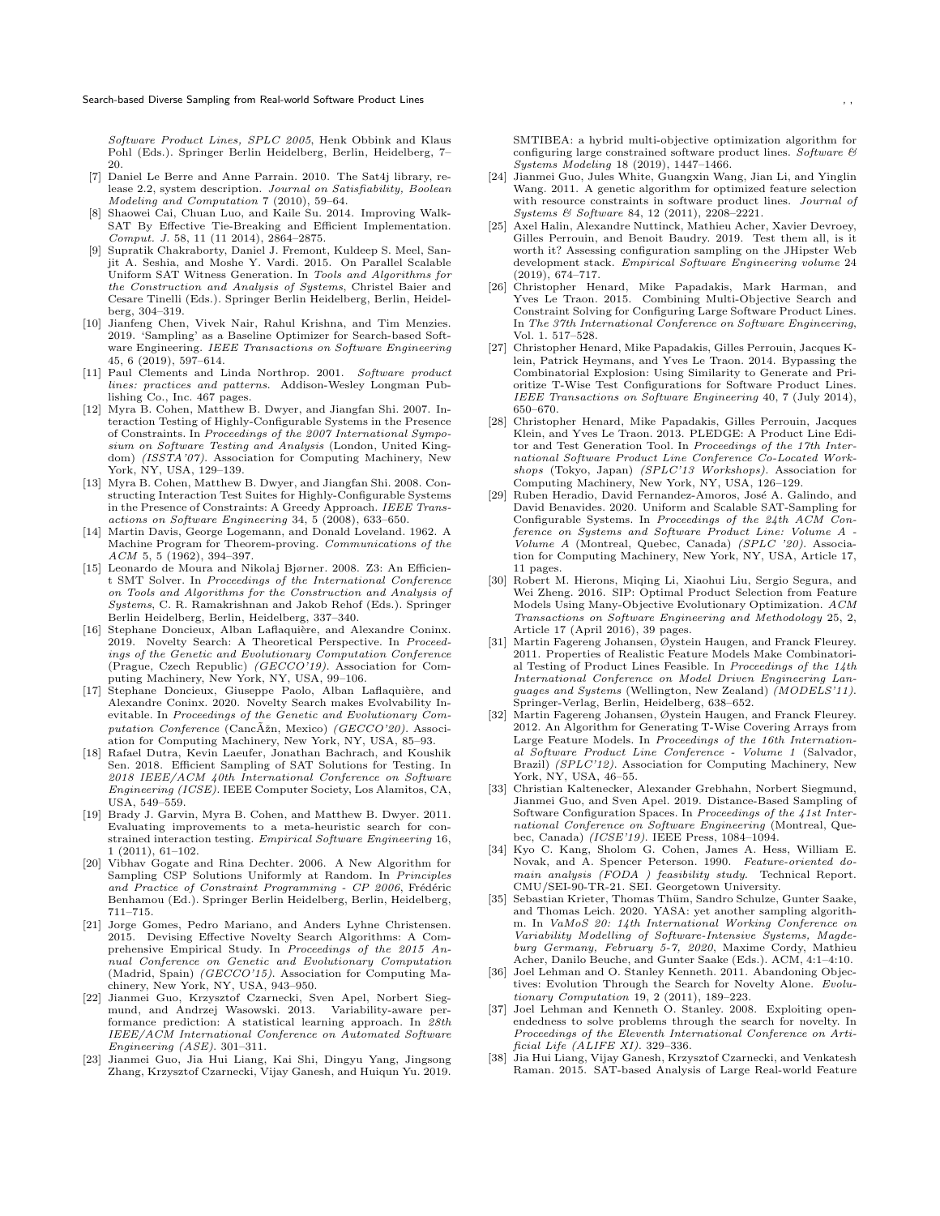*Software Product Lines, SPLC 2005*, Henk Obbink and Klaus Pohl (Eds.). Springer Berlin Heidelberg, Berlin, Heidelberg, 7–20.

[7] Daniel Le Berre and Anne Parrain. 2010. The Sat4j library, release 2.2, system description. *Journal on Satisfiability, Boolean Modeling and Computation* 7 (2010), 59–64.

[8] Shaowei Cai, Chuan Luo, and Kaile Su. 2014. Improving WalkSAT By Effective Tie-Breaking and Efficient Implementation. *Comput. J.* 58, 11 (11 2014), 2864–2875.

[9] Supratik Chakraborty, Daniel J. Fremont, Kuldeep S. Meel, Sanjit A. Seshia, and Moshe Y. Vardi. 2015. On Parallel Scalable Uniform SAT Witness Generation. In *Tools and Algorithms for the Construction and Analysis of Systems*, Christel Baier and Cesare Tinelli (Eds.). Springer Berlin Heidelberg, Berlin, Heidelberg, 304–319.

[10] Jianfeng Chen, Vivek Nair, Rahul Krishna, and Tim Menzies. 2019. 'Sampling' as a Baseline Optimizer for Search-based Software Engineering. *IEEE Transactions on Software Engineering* 45, 6 (2019), 597–614.

[11] Paul Clements and Linda Northrop. 2001. *Software product lines: practices and patterns.* Addison-Wesley Longman Publishing Co., Inc. 467 pages.

[12] Myra B. Cohen, Matthew B. Dwyer, and Jiangfan Shi. 2007. Interaction Testing of Highly-Configurable Systems in the Presence of Constraints. In *Proceedings of the 2007 International Symposium on Software Testing and Analysis* (London, United Kingdom) *(ISSTA'07)*. Association for Computing Machinery, New York, NY, USA, 129–139.

[13] Myra B. Cohen, Matthew B. Dwyer, and Jiangfan Shi. 2008. Constructing Interaction Test Suites for Highly-Configurable Systems in the Presence of Constraints: A Greedy Approach. *IEEE Transactions on Software Engineering* 34, 5 (2008), 633–650.

[14] Martin Davis, George Logemann, and Donald Loveland. 1962. A Machine Program for Theorem-proving. *Communications of the ACM* 5, 5 (1962), 394–397.

[15] Leonardo de Moura and Nikolaj Bjørner. 2008. Z3: An Efficient SMT Solver. In *Proceedings of the International Conference on Tools and Algorithms for the Construction and Analysis of Systems*, C. R. Ramakrishnan and Jakob Rehof (Eds.). Springer Berlin Heidelberg, Berlin, Heidelberg, 337–340.

[16] Stephane Doncieux, Alban Laflaquière, and Alexandre Coninx. 2019. Novelty Search: A Theoretical Perspective. In *Proceedings of the Genetic and Evolutionary Computation Conference* (Prague, Czech Republic) *(GECCO'19)*. Association for Computing Machinery, New York, NY, USA, 99–106.

[17] Stephane Doncieux, Giuseppe Paolo, Alban Laflaquière, and Alexandre Coninx. 2020. Novelty Search makes Evolvability Inevitable. In *Proceedings of the Genetic and Evolutionary Computation Conference* (CancÃžn, Mexico) *(GECCO'20)*. Association for Computing Machinery, New York, NY, USA, 85–93.

[18] Rafael Dutra, Kevin Laeufer, Jonathan Bachrach, and Koushik Sen. 2018. Efficient Sampling of SAT Solutions for Testing. In *2018 IEEE/ACM 40th International Conference on Software Engineering (ICSE)*. IEEE Computer Society, Los Alamitos, CA, USA, 549–559.

[19] Brady J. Garvin, Myra B. Cohen, and Matthew B. Dwyer. 2011. Evaluating improvements to a meta-heuristic search for constrained interaction testing. *Empirical Software Engineering* 16, 1 (2011), 61–102.

[20] Vibhav Gogate and Rina Dechter. 2006. A New Algorithm for Sampling CSP Solutions Uniformly at Random. In *Principles and Practice of Constraint Programming - CP 2006*, Frédéric Benhamou (Ed.). Springer Berlin Heidelberg, Berlin, Heidelberg, 711–715.

[21] Jorge Gomes, Pedro Mariano, and Anders Lyhne Christensen. 2015. Devising Effective Novelty Search Algorithms: A Comprehensive Empirical Study. In *Proceedings of the 2015 Annual Conference on Genetic and Evolutionary Computation* (Madrid, Spain) *(GECCO'15)*. Association for Computing Machinery, New York, NY, USA, 943–950.

[22] Jianmei Guo, Krzysztof Czarnecki, Sven Apel, Norbert Siegmund, and Andrzej Wasowski. 2013. Variability-aware performance prediction: A statistical learning approach. In *28th IEEE/ACM International Conference on Automated Software Engineering (ASE)*. 301–311.

[23] Jianmei Guo, Jia Hui Liang, Kai Shi, Dingyu Yang, Jingsong Zhang, Krzysztof Czarnecki, Vijay Ganesh, and Huiqun Yu. 2019. SMTIBEA: a hybrid multi-objective optimization algorithm for configuring large constrained software product lines. *Software & Systems Modeling* 18 (2019), 1447–1466.

[24] Jianmei Guo, Jules White, Guangxin Wang, Jian Li, and Yinglin Wang. 2011. A genetic algorithm for optimized feature selection with resource constraints in software product lines. *Journal of Systems & Software* 84, 12 (2011), 2208–2221.

[25] Axel Halin, Alexandre Nuttinck, Mathieu Acher, Xavier Devroey, Gilles Perrouin, and Benoit Baudry. 2019. Test them all, is it worth it? Assessing configuration sampling on the JHipster Web development stack. *Empirical Software Engineering volume* 24 (2019), 674–717.

[26] Christopher Henard, Mike Papadakis, Mark Harman, and Yves Le Traon. 2015. Combining Multi-Objective Search and Constraint Solving for Configuring Large Software Product Lines. In *The 37th International Conference on Software Engineering*, Vol. 1. 517–528.

[27] Christopher Henard, Mike Papadakis, Gilles Perrouin, Jacques Klein, Patrick Heymans, and Yves Le Traon. 2014. Bypassing the Combinatorial Explosion: Using Similarity to Generate and Prioritize T-Wise Test Configurations for Software Product Lines. *IEEE Transactions on Software Engineering* 40, 7 (July 2014), 650–670.

[28] Christopher Henard, Mike Papadakis, Gilles Perrouin, Jacques Klein, and Yves Le Traon. 2013. PLEDGE: A Product Line Editor and Test Generation Tool. In *Proceedings of the 17th International Software Product Line Conference Co-Located Workshops* (Tokyo, Japan) *(SPLC'13 Workshops)*. Association for Computing Machinery, New York, NY, USA, 126–129.

[29] Ruben Heradio, David Fernandez-Amoros, José A. Galindo, and David Benavides. 2020. Uniform and Scalable SAT-Sampling for Configurable Systems. In *Proceedings of the 24th ACM Conference on Systems and Software Product Line: Volume A - Volume A* (Montreal, Quebec, Canada) *(SPLC '20)*. Association for Computing Machinery, New York, NY, USA, Article 17, 11 pages.

[30] Robert M. Hierons, Miqing Li, Xiaohui Liu, Sergio Segura, and Wei Zheng. 2016. SIP: Optimal Product Selection from Feature Models Using Many-Objective Evolutionary Optimization. *ACM Transactions on Software Engineering and Methodology* 25, 2, Article 17 (April 2016), 39 pages.

[31] Martin Fagereng Johansen, Øystein Haugen, and Franck Fleurey. 2011. Properties of Realistic Feature Models Make Combinatorial Testing of Product Lines Feasible. In *Proceedings of the 14th International Conference on Model Driven Engineering Languages and Systems* (Wellington, New Zealand) *(MODELS'11)*. Springer-Verlag, Berlin, Heidelberg, 638–652.

[32] Martin Fagereng Johansen, Øystein Haugen, and Franck Fleurey. 2012. An Algorithm for Generating T-Wise Covering Arrays from Large Feature Models. In *Proceedings of the 16th International Software Product Line Conference - Volume 1* (Salvador, Brazil) *(SPLC'12)*. Association for Computing Machinery, New York, NY, USA, 46–55.

[33] Christian Kaltenecker, Alexander Grebhahn, Norbert Siegmund, Jianmei Guo, and Sven Apel. 2019. Distance-Based Sampling of Software Configuration Spaces. In *Proceedings of the 41st International Conference on Software Engineering* (Montreal, Quebec, Canada) *(ICSE'19)*. IEEE Press, 1084–1094.

[34] Kyo C. Kang, Sholom G. Cohen, James A. Hess, William E. Novak, and A. Spencer Peterson. 1990. *Feature-oriented domain analysis (FODA ) feasibility study.* Technical Report. CMU/SEI-90-TR-21. SEI. Georgetown University.

[35] Sebastian Krieter, Thomas Thüm, Sandro Schulze, Gunter Saake, and Thomas Leich. 2020. YASA: yet another sampling algorithm. In *VaMoS 20: 14th International Working Conference on Variability Modelling of Software-Intensive Systems, Magdeburg Germany, February 5-7, 2020*, Maxime Cordy, Mathieu Acher, Danilo Beuche, and Gunter Saake (Eds.). ACM, 4:1–4:10.

[36] Joel Lehman and O. Stanley Kenneth. 2011. Abandoning Objectives: Evolution Through the Search for Novelty Alone. *Evolutionary Computation* 19, 2 (2011), 189–223.

[37] Joel Lehman and Kenneth O. Stanley. 2008. Exploiting open-endedness to solve problems through the search for novelty. In *Proceedings of the Eleventh International Conference on Artificial Life (ALIFE XI)*. 329–336.

[38] Jia Hui Liang, Vijay Ganesh, Krzysztof Czarnecki, and Venkatesh Raman. 2015. SAT-based Analysis of Large Real-world Feature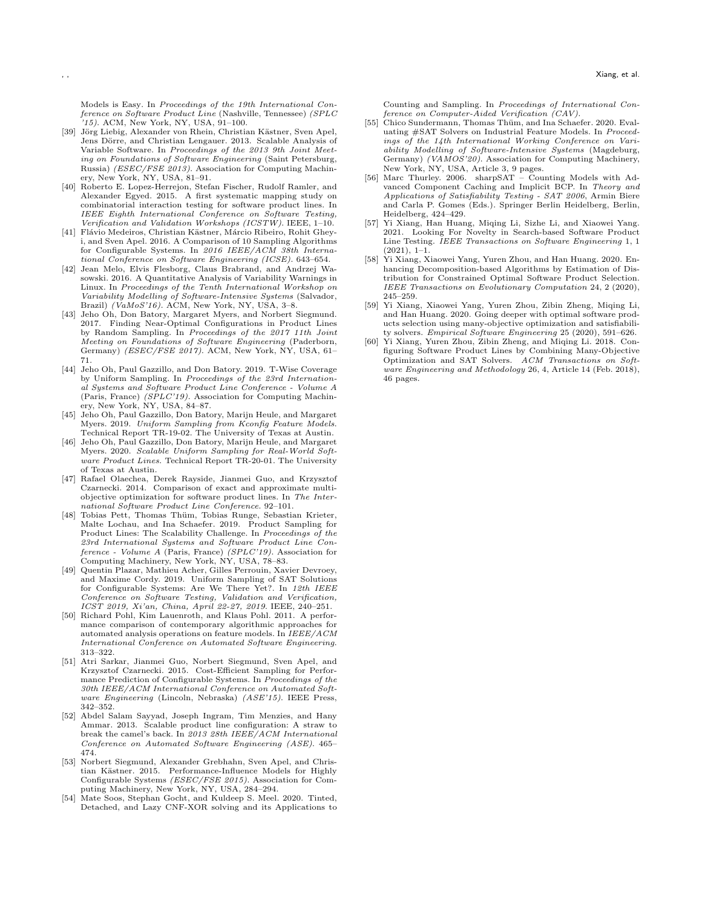Models is Easy. In *Proceedings of the 19th International Conference on Software Product Line* (Nashville, Tennessee) *(SPLC '15)*. ACM, New York, NY, USA, 91–100.

[39] Jörg Liebig, Alexander von Rhein, Christian Kästner, Sven Apel, Jens Dörre, and Christian Lengauer. 2013. Scalable Analysis of Variable Software. In *Proceedings of the 2013 9th Joint Meeting on Foundations of Software Engineering* (Saint Petersburg, Russia) *(ESEC/FSE 2013)*. Association for Computing Machinery, New York, NY, USA, 81–91.

[40] Roberto E. Lopez-Herrejon, Stefan Fischer, Rudolf Ramler, and Alexander Egyed. 2015. A first systematic mapping study on combinatorial interaction testing for software product lines. In *IEEE Eighth International Conference on Software Testing, Verification and Validation Workshops (ICSTW)*. IEEE, 1–10.

[41] Flávio Medeiros, Christian Kästner, Márcio Ribeiro, Rohit Gheyi, and Sven Apel. 2016. A Comparison of 10 Sampling Algorithms for Configurable Systems. In *2016 IEEE/ACM 38th International Conference on Software Engineering (ICSE)*. 643–654.

[42] Jean Melo, Elvis Flesborg, Claus Brabrand, and Andrzej Wasowski. 2016. A Quantitative Analysis of Variability Warnings in Linux. In *Proceedings of the Tenth International Workshop on Variability Modelling of Software-Intensive Systems* (Salvador, Brazil) *(VaMoS'16)*. ACM, New York, NY, USA, 3–8.

[43] Jeho Oh, Don Batory, Margaret Myers, and Norbert Siegmund. 2017. Finding Near-Optimal Configurations in Product Lines by Random Sampling. In *Proceedings of the 2017 11th Joint Meeting on Foundations of Software Engineering* (Paderborn, Germany) *(ESEC/FSE 2017)*. ACM, New York, NY, USA, 61–71.

[44] Jeho Oh, Paul Gazzillo, and Don Batory. 2019. T-Wise Coverage by Uniform Sampling. In *Proceedings of the 23rd International Systems and Software Product Line Conference - Volume A* (Paris, France) *(SPLC'19)*. Association for Computing Machinery, New York, NY, USA, 84–87.

[45] Jeho Oh, Paul Gazzillo, Don Batory, Marijn Heule, and Margaret Myers. 2019. *Uniform Sampling from Kconfig Feature Models*. Technical Report TR-19-02. The University of Texas at Austin.

[46] Jeho Oh, Paul Gazzillo, Don Batory, Marijn Heule, and Margaret Myers. 2020. *Scalable Uniform Sampling for Real-World Software Product Lines*. Technical Report TR-20-01. The University of Texas at Austin.

[47] Rafael Olaechea, Derek Rayside, Jianmei Guo, and Krzysztof Czarnecki. 2014. Comparison of exact and approximate multi-objective optimization for software product lines. In *The International Software Product Line Conference*. 92–101.

[48] Tobias Pett, Thomas Thüm, Tobias Runge, Sebastian Krieter, Malte Lochau, and Ina Schaefer. 2019. Product Sampling for Product Lines: The Scalability Challenge. In *Proceedings of the 23rd International Systems and Software Product Line Conference - Volume A* (Paris, France) *(SPLC'19)*. Association for Computing Machinery, New York, NY, USA, 78–83.

[49] Quentin Plazar, Mathieu Acher, Gilles Perrouin, Xavier Devroey, and Maxime Cordy. 2019. Uniform Sampling of SAT Solutions for Configurable Systems: Are We There Yet?. In *12th IEEE Conference on Software Testing, Validation and Verification, ICST 2019, Xi'an, China, April 22-27, 2019*. IEEE, 240–251.

[50] Richard Pohl, Kim Lauenroth, and Klaus Pohl. 2011. A performance comparison of contemporary algorithmic approaches for automated analysis operations on feature models. In *IEEE/ACM International Conference on Automated Software Engineering*. 313–322.

[51] Atri Sarkar, Jianmei Guo, Norbert Siegmund, Sven Apel, and Krzysztof Czarnecki. 2015. Cost-Efficient Sampling for Performance Prediction of Configurable Systems. In *Proceedings of the 30th IEEE/ACM International Conference on Automated Software Engineering* (Lincoln, Nebraska) *(ASE'15)*. IEEE Press, 342–352.

[52] Abdel Salam Sayyad, Joseph Ingram, Tim Menzies, and Hany Ammar. 2013. Scalable product line configuration: A straw to break the camel's back. In *2013 28th IEEE/ACM International Conference on Automated Software Engineering (ASE)*. 465–474.

[53] Norbert Siegmund, Alexander Grebhahn, Sven Apel, and Christian Kästner. 2015. Performance-Influence Models for Highly Configurable Systems *(ESEC/FSE 2015)*. Association for Computing Machinery, New York, NY, USA, 284–294.

[54] Mate Soos, Stephan Gocht, and Kuldeep S. Meel. 2020. Tinted, Detached, and Lazy CNF-XOR solving and its Applications to Counting and Sampling. In *Proceedings of International Conference on Computer-Aided Verification (CAV)*.

[55] Chico Sundermann, Thomas Thüm, and Ina Schaefer. 2020. Evaluating #SAT Solvers on Industrial Feature Models. In *Proceedings of the 14th International Working Conference on Variability Modelling of Software-Intensive Systems* (Magdeburg, Germany) *(VAMOS'20)*. Association for Computing Machinery, New York, NY, USA, Article 3, 9 pages.

[56] Marc Thurley. 2006. sharpSAT – Counting Models with Advanced Component Caching and Implicit BCP. In *Theory and Applications of Satisfiability Testing - SAT 2006*, Armin Biere and Carla P. Gomes (Eds.). Springer Berlin Heidelberg, Berlin, Heidelberg, 424–429.

[57] Yi Xiang, Han Huang, Miqing Li, Sizhe Li, and Xiaowei Yang. 2021. Looking For Novelty in Search-based Software Product Line Testing. *IEEE Transactions on Software Engineering* 1, 1 (2021), 1–1.

[58] Yi Xiang, Xiaowei Yang, Yuren Zhou, and Han Huang. 2020. Enhancing Decomposition-based Algorithms by Estimation of Distribution for Constrained Optimal Software Product Selection. *IEEE Transactions on Evolutionary Computation* 24, 2 (2020), 245–259.

[59] Yi Xiang, Xiaowei Yang, Yuren Zhou, Zibin Zheng, Miqing Li, and Han Huang. 2020. Going deeper with optimal software products selection using many-objective optimization and satisfiability solvers. *Empirical Software Engineering* 25 (2020), 591–626.

[60] Yi Xiang, Yuren Zhou, Zibin Zheng, and Miqing Li. 2018. Configuring Software Product Lines by Combining Many-Objective Optimization and SAT Solvers. *ACM Transactions on Software Engineering and Methodology* 26, 4, Article 14 (Feb. 2018), 46 pages.